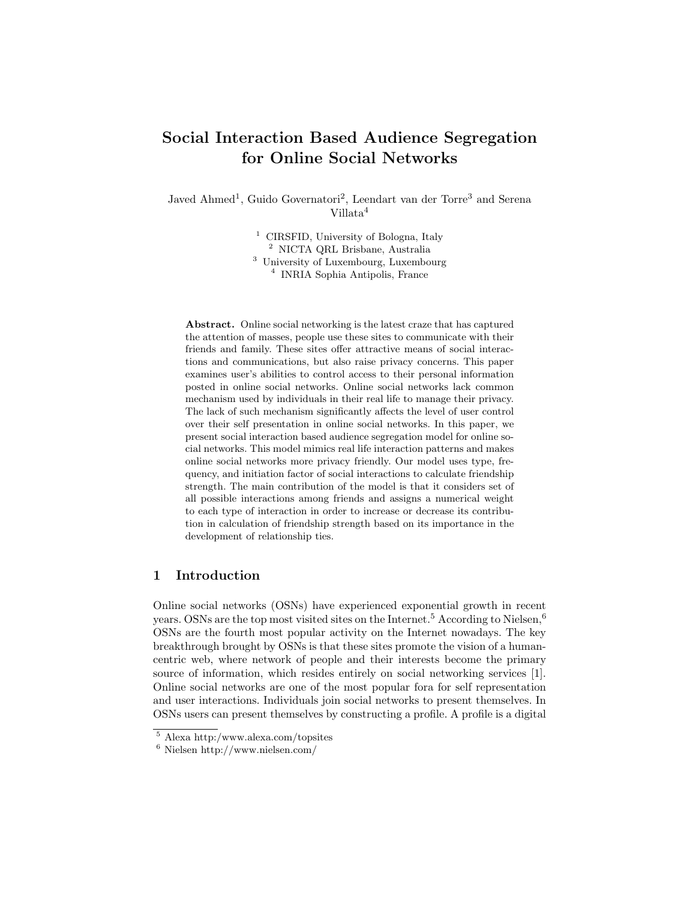# Social Interaction Based Audience Segregation for Online Social Networks

Javed Ahmed[1], Guido Governatori[2], Leendart van der Torre[3] and Serena Villata[4]

[1] CIRSFID, University of Bologna, Italy
[2] NICTA QRL Brisbane, Australia
[3] University of Luxembourg, Luxembourg
[4] INRIA Sophia Antipolis, France

**Abstract.** Online social networking is the latest craze that has captured the attention of masses, people use these sites to communicate with their friends and family. These sites offer attractive means of social interactions and communications, but also raise privacy concerns. This paper examines user's abilities to control access to their personal information posted in online social networks. Online social networks lack common mechanism used by individuals in their real life to manage their privacy. The lack of such mechanism significantly affects the level of user control over their self presentation in online social networks. In this paper, we present social interaction based audience segregation model for online social networks. This model mimics real life interaction patterns and makes online social networks more privacy friendly. Our model uses type, frequency, and initiation factor of social interactions to calculate friendship strength. The main contribution of the model is that it considers set of all possible interactions among friends and assigns a numerical weight to each type of interaction in order to increase or decrease its contribution in calculation of friendship strength based on its importance in the development of relationship ties.

## 1 Introduction

Online social networks (OSNs) have experienced exponential growth in recent years. OSNs are the top most visited sites on the Internet.[5] According to Nielsen,[6] OSNs are the fourth most popular activity on the Internet nowadays. The key breakthrough brought by OSNs is that these sites promote the vision of a human-centric web, where network of people and their interests become the primary source of information, which resides entirely on social networking services [1]. Online social networks are one of the most popular fora for self representation and user interactions. Individuals join social networks to present themselves. In OSNs users can present themselves by constructing a profile. A profile is a digital

[5] Alexa http:/www.alexa.com/topsites
[6] Nielsen http://www.nielsen.com/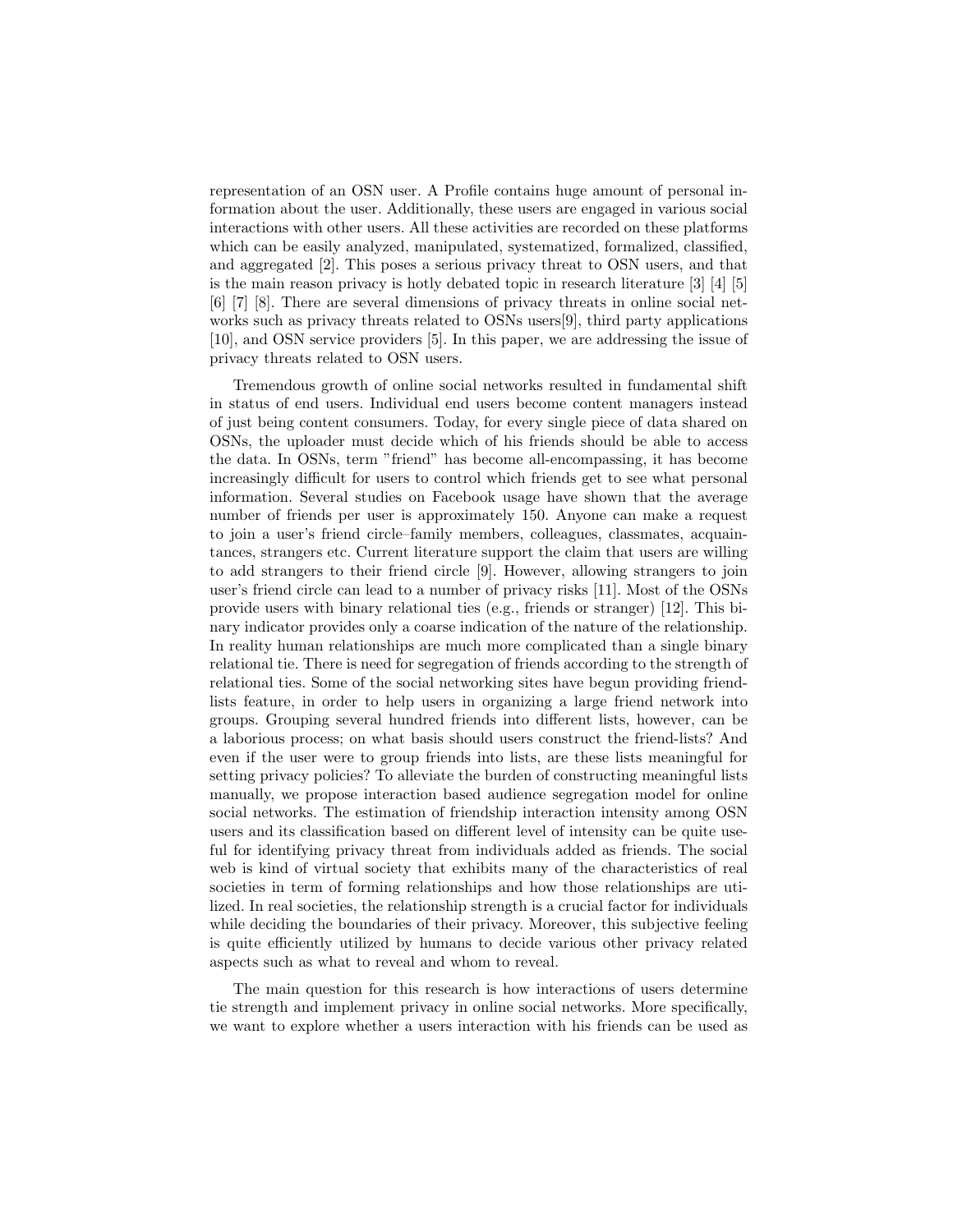representation of an OSN user. A Profile contains huge amount of personal information about the user. Additionally, these users are engaged in various social interactions with other users. All these activities are recorded on these platforms which can be easily analyzed, manipulated, systematized, formalized, classified, and aggregated [2]. This poses a serious privacy threat to OSN users, and that is the main reason privacy is hotly debated topic in research literature [3] [4] [5] [6] [7] [8]. There are several dimensions of privacy threats in online social networks such as privacy threats related to OSNs users[9], third party applications [10], and OSN service providers [5]. In this paper, we are addressing the issue of privacy threats related to OSN users.

Tremendous growth of online social networks resulted in fundamental shift in status of end users. Individual end users become content managers instead of just being content consumers. Today, for every single piece of data shared on OSNs, the uploader must decide which of his friends should be able to access the data. In OSNs, term "friend" has become all-encompassing, it has become increasingly difficult for users to control which friends get to see what personal information. Several studies on Facebook usage have shown that the average number of friends per user is approximately 150. Anyone can make a request to join a user's friend circle–family members, colleagues, classmates, acquaintances, strangers etc. Current literature support the claim that users are willing to add strangers to their friend circle [9]. However, allowing strangers to join user's friend circle can lead to a number of privacy risks [11]. Most of the OSNs provide users with binary relational ties (e.g., friends or stranger) [12]. This binary indicator provides only a coarse indication of the nature of the relationship. In reality human relationships are much more complicated than a single binary relational tie. There is need for segregation of friends according to the strength of relational ties. Some of the social networking sites have begun providing friend-lists feature, in order to help users in organizing a large friend network into groups. Grouping several hundred friends into different lists, however, can be a laborious process; on what basis should users construct the friend-lists? And even if the user were to group friends into lists, are these lists meaningful for setting privacy policies? To alleviate the burden of constructing meaningful lists manually, we propose interaction based audience segregation model for online social networks. The estimation of friendship interaction intensity among OSN users and its classification based on different level of intensity can be quite useful for identifying privacy threat from individuals added as friends. The social web is kind of virtual society that exhibits many of the characteristics of real societies in term of forming relationships and how those relationships are utilized. In real societies, the relationship strength is a crucial factor for individuals while deciding the boundaries of their privacy. Moreover, this subjective feeling is quite efficiently utilized by humans to decide various other privacy related aspects such as what to reveal and whom to reveal.

The main question for this research is how interactions of users determine tie strength and implement privacy in online social networks. More specifically, we want to explore whether a users interaction with his friends can be used as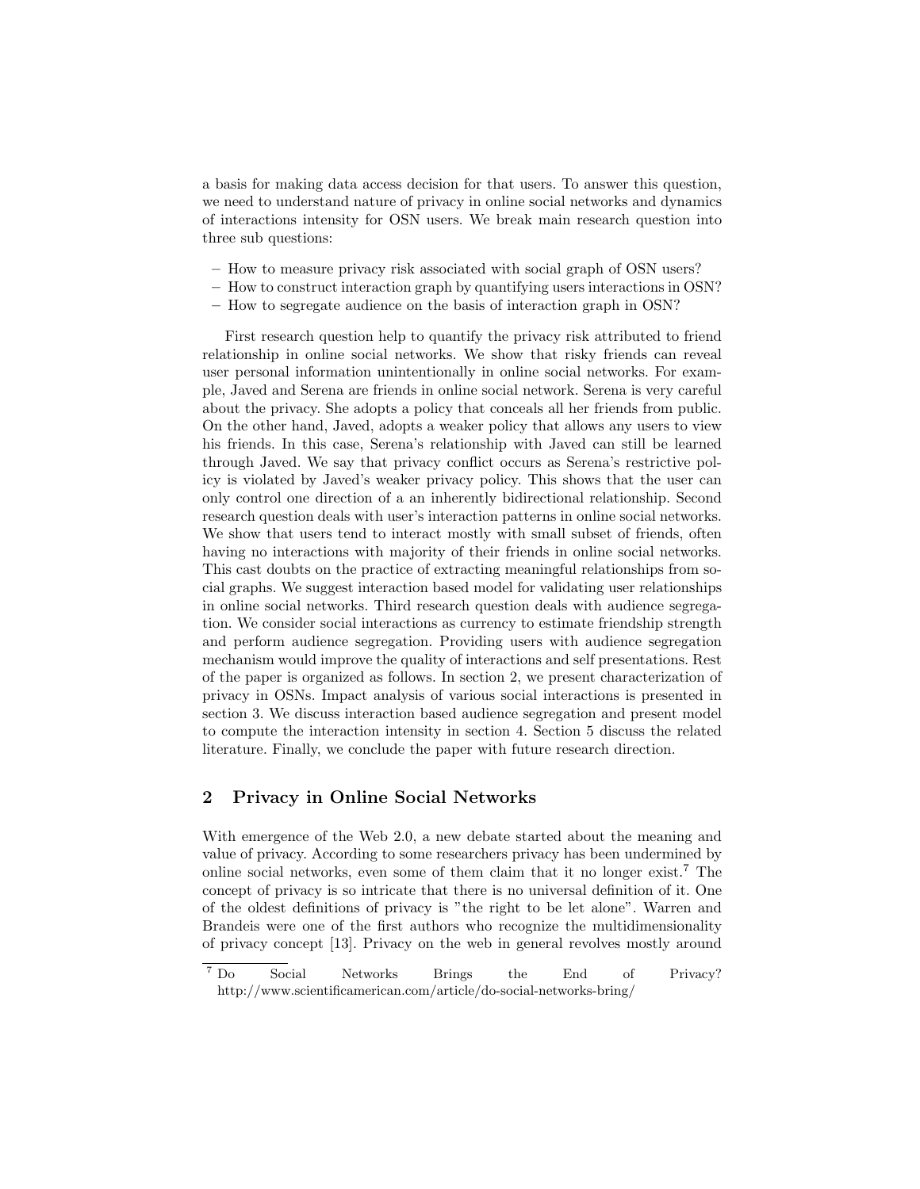a basis for making data access decision for that users. To answer this question, we need to understand nature of privacy in online social networks and dynamics of interactions intensity for OSN users. We break main research question into three sub questions:

- How to measure privacy risk associated with social graph of OSN users?
- How to construct interaction graph by quantifying users interactions in OSN?
- How to segregate audience on the basis of interaction graph in OSN?

First research question help to quantify the privacy risk attributed to friend relationship in online social networks. We show that risky friends can reveal user personal information unintentionally in online social networks. For example, Javed and Serena are friends in online social network. Serena is very careful about the privacy. She adopts a policy that conceals all her friends from public. On the other hand, Javed, adopts a weaker policy that allows any users to view his friends. In this case, Serena's relationship with Javed can still be learned through Javed. We say that privacy conflict occurs as Serena's restrictive policy is violated by Javed's weaker privacy policy. This shows that the user can only control one direction of a an inherently bidirectional relationship. Second research question deals with user's interaction patterns in online social networks. We show that users tend to interact mostly with small subset of friends, often having no interactions with majority of their friends in online social networks. This cast doubts on the practice of extracting meaningful relationships from social graphs. We suggest interaction based model for validating user relationships in online social networks. Third research question deals with audience segregation. We consider social interactions as currency to estimate friendship strength and perform audience segregation. Providing users with audience segregation mechanism would improve the quality of interactions and self presentations. Rest of the paper is organized as follows. In section 2, we present characterization of privacy in OSNs. Impact analysis of various social interactions is presented in section 3. We discuss interaction based audience segregation and present model to compute the interaction intensity in section 4. Section 5 discuss the related literature. Finally, we conclude the paper with future research direction.

## 2 Privacy in Online Social Networks

With emergence of the Web 2.0, a new debate started about the meaning and value of privacy. According to some researchers privacy has been undermined by online social networks, even some of them claim that it no longer exist.[7] The concept of privacy is so intricate that there is no universal definition of it. One of the oldest definitions of privacy is "the right to be let alone". Warren and Brandeis were one of the first authors who recognize the multidimensionality of privacy concept [13]. Privacy on the web in general revolves mostly around

[7] Do Social Networks Brings the End of Privacy? http://www.scientificamerican.com/article/do-social-networks-bring/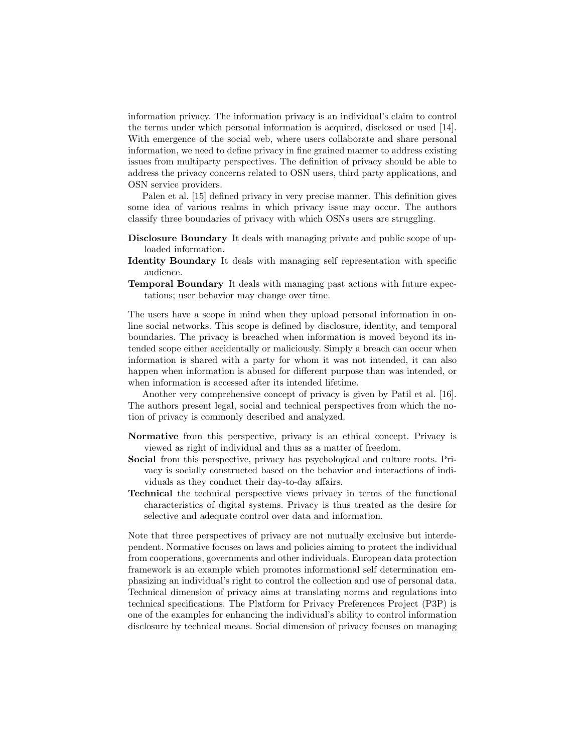information privacy. The information privacy is an individual's claim to control the terms under which personal information is acquired, disclosed or used [14]. With emergence of the social web, where users collaborate and share personal information, we need to define privacy in fine grained manner to address existing issues from multiparty perspectives. The definition of privacy should be able to address the privacy concerns related to OSN users, third party applications, and OSN service providers.

Palen et al. [15] defined privacy in very precise manner. This definition gives some idea of various realms in which privacy issue may occur. The authors classify three boundaries of privacy with which OSNs users are struggling.

**Disclosure Boundary** It deals with managing private and public scope of uploaded information.

**Identity Boundary** It deals with managing self representation with specific audience.

**Temporal Boundary** It deals with managing past actions with future expectations; user behavior may change over time.

The users have a scope in mind when they upload personal information in online social networks. This scope is defined by disclosure, identity, and temporal boundaries. The privacy is breached when information is moved beyond its intended scope either accidentally or maliciously. Simply a breach can occur when information is shared with a party for whom it was not intended, it can also happen when information is abused for different purpose than was intended, or when information is accessed after its intended lifetime.

Another very comprehensive concept of privacy is given by Patil et al. [16]. The authors present legal, social and technical perspectives from which the notion of privacy is commonly described and analyzed.

**Normative** from this perspective, privacy is an ethical concept. Privacy is viewed as right of individual and thus as a matter of freedom.

**Social** from this perspective, privacy has psychological and culture roots. Privacy is socially constructed based on the behavior and interactions of individuals as they conduct their day-to-day affairs.

**Technical** the technical perspective views privacy in terms of the functional characteristics of digital systems. Privacy is thus treated as the desire for selective and adequate control over data and information.

Note that three perspectives of privacy are not mutually exclusive but interdependent. Normative focuses on laws and policies aiming to protect the individual from cooperations, governments and other individuals. European data protection framework is an example which promotes informational self determination emphasizing an individual's right to control the collection and use of personal data. Technical dimension of privacy aims at translating norms and regulations into technical specifications. The Platform for Privacy Preferences Project (P3P) is one of the examples for enhancing the individual's ability to control information disclosure by technical means. Social dimension of privacy focuses on managing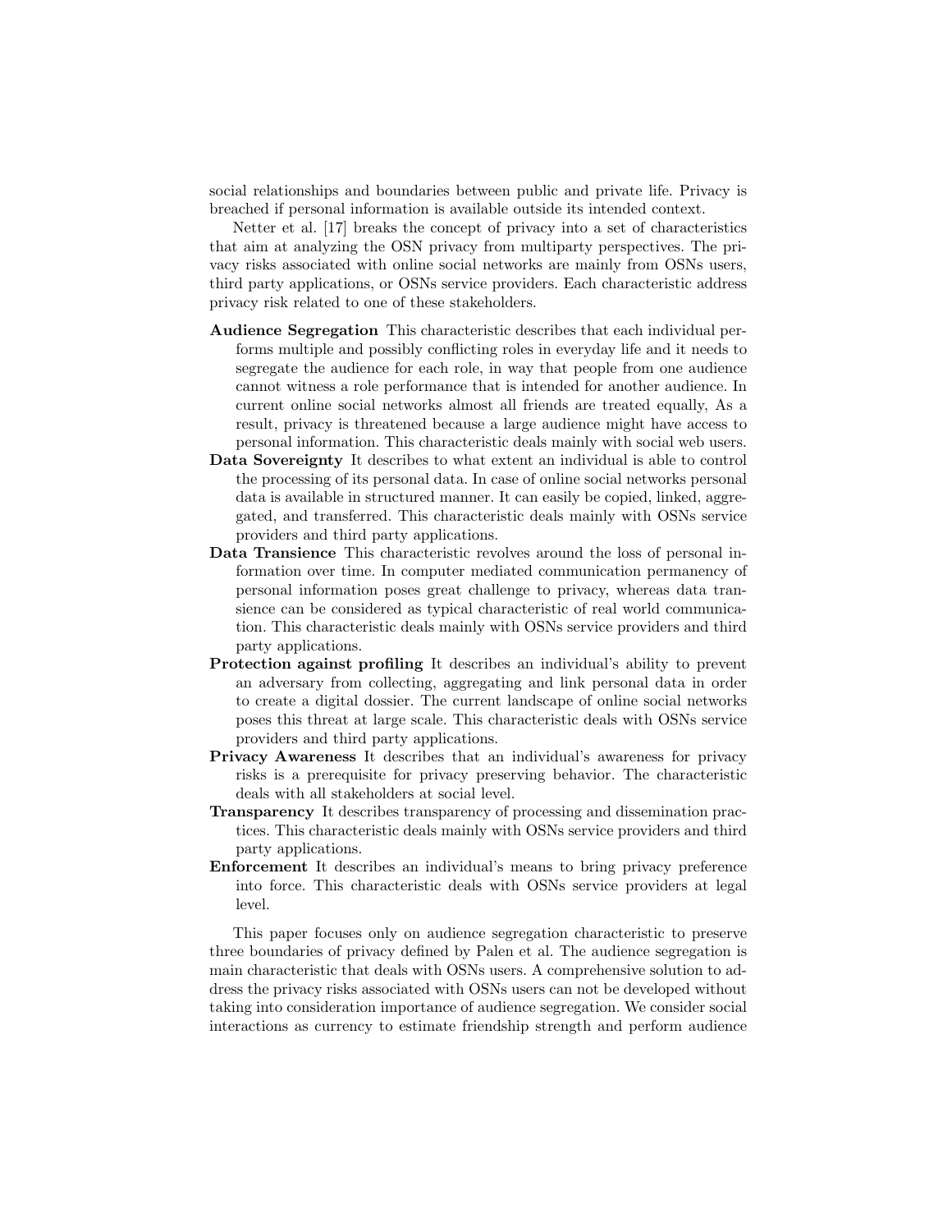social relationships and boundaries between public and private life. Privacy is breached if personal information is available outside its intended context.

Netter et al. [17] breaks the concept of privacy into a set of characteristics that aim at analyzing the OSN privacy from multiparty perspectives. The privacy risks associated with online social networks are mainly from OSNs users, third party applications, or OSNs service providers. Each characteristic address privacy risk related to one of these stakeholders.

**Audience Segregation** This characteristic describes that each individual performs multiple and possibly conflicting roles in everyday life and it needs to segregate the audience for each role, in way that people from one audience cannot witness a role performance that is intended for another audience. In current online social networks almost all friends are treated equally, As a result, privacy is threatened because a large audience might have access to personal information. This characteristic deals mainly with social web users.

**Data Sovereignty** It describes to what extent an individual is able to control the processing of its personal data. In case of online social networks personal data is available in structured manner. It can easily be copied, linked, aggregated, and transferred. This characteristic deals mainly with OSNs service providers and third party applications.

**Data Transience** This characteristic revolves around the loss of personal information over time. In computer mediated communication permanency of personal information poses great challenge to privacy, whereas data transience can be considered as typical characteristic of real world communication. This characteristic deals mainly with OSNs service providers and third party applications.

**Protection against profiling** It describes an individual's ability to prevent an adversary from collecting, aggregating and link personal data in order to create a digital dossier. The current landscape of online social networks poses this threat at large scale. This characteristic deals with OSNs service providers and third party applications.

**Privacy Awareness** It describes that an individual's awareness for privacy risks is a prerequisite for privacy preserving behavior. The characteristic deals with all stakeholders at social level.

**Transparency** It describes transparency of processing and dissemination practices. This characteristic deals mainly with OSNs service providers and third party applications.

**Enforcement** It describes an individual's means to bring privacy preference into force. This characteristic deals with OSNs service providers at legal level.

This paper focuses only on audience segregation characteristic to preserve three boundaries of privacy defined by Palen et al. The audience segregation is main characteristic that deals with OSNs users. A comprehensive solution to address the privacy risks associated with OSNs users can not be developed without taking into consideration importance of audience segregation. We consider social interactions as currency to estimate friendship strength and perform audience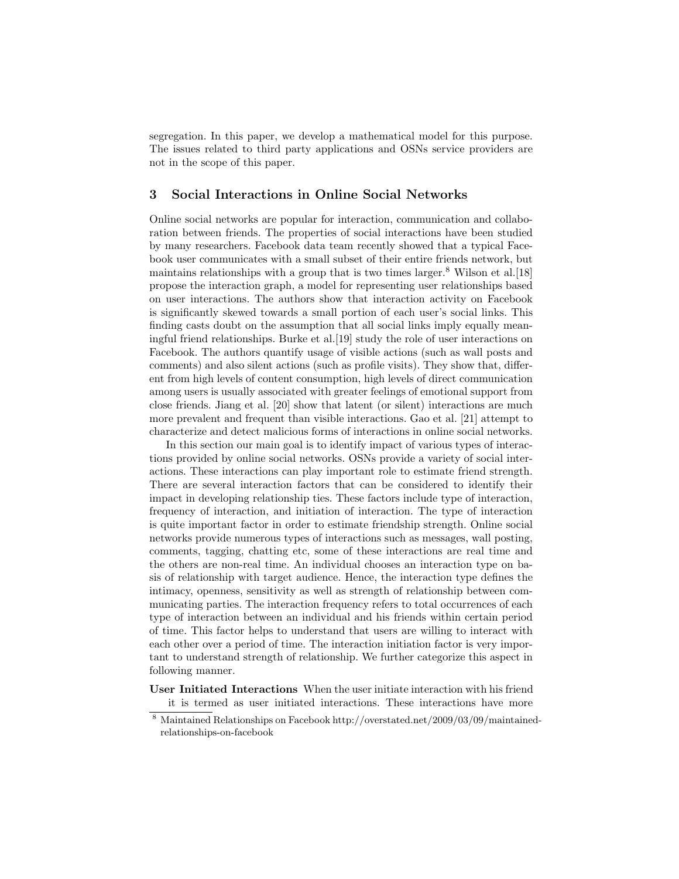segregation. In this paper, we develop a mathematical model for this purpose. The issues related to third party applications and OSNs service providers are not in the scope of this paper.

## 3 Social Interactions in Online Social Networks

Online social networks are popular for interaction, communication and collaboration between friends. The properties of social interactions have been studied by many researchers. Facebook data team recently showed that a typical Facebook user communicates with a small subset of their entire friends network, but maintains relationships with a group that is two times larger.[8] Wilson et al.[18] propose the interaction graph, a model for representing user relationships based on user interactions. The authors show that interaction activity on Facebook is significantly skewed towards a small portion of each user's social links. This finding casts doubt on the assumption that all social links imply equally meaningful friend relationships. Burke et al.[19] study the role of user interactions on Facebook. The authors quantify usage of visible actions (such as wall posts and comments) and also silent actions (such as profile visits). They show that, different from high levels of content consumption, high levels of direct communication among users is usually associated with greater feelings of emotional support from close friends. Jiang et al. [20] show that latent (or silent) interactions are much more prevalent and frequent than visible interactions. Gao et al. [21] attempt to characterize and detect malicious forms of interactions in online social networks.

In this section our main goal is to identify impact of various types of interactions provided by online social networks. OSNs provide a variety of social interactions. These interactions can play important role to estimate friend strength. There are several interaction factors that can be considered to identify their impact in developing relationship ties. These factors include type of interaction, frequency of interaction, and initiation of interaction. The type of interaction is quite important factor in order to estimate friendship strength. Online social networks provide numerous types of interactions such as messages, wall posting, comments, tagging, chatting etc, some of these interactions are real time and the others are non-real time. An individual chooses an interaction type on basis of relationship with target audience. Hence, the interaction type defines the intimacy, openness, sensitivity as well as strength of relationship between communicating parties. The interaction frequency refers to total occurrences of each type of interaction between an individual and his friends within certain period of time. This factor helps to understand that users are willing to interact with each other over a period of time. The interaction initiation factor is very important to understand strength of relationship. We further categorize this aspect in following manner.

**User Initiated Interactions** When the user initiate interaction with his friend it is termed as user initiated interactions. These interactions have more

[8] Maintained Relationships on Facebook http://overstated.net/2009/03/09/maintained-relationships-on-facebook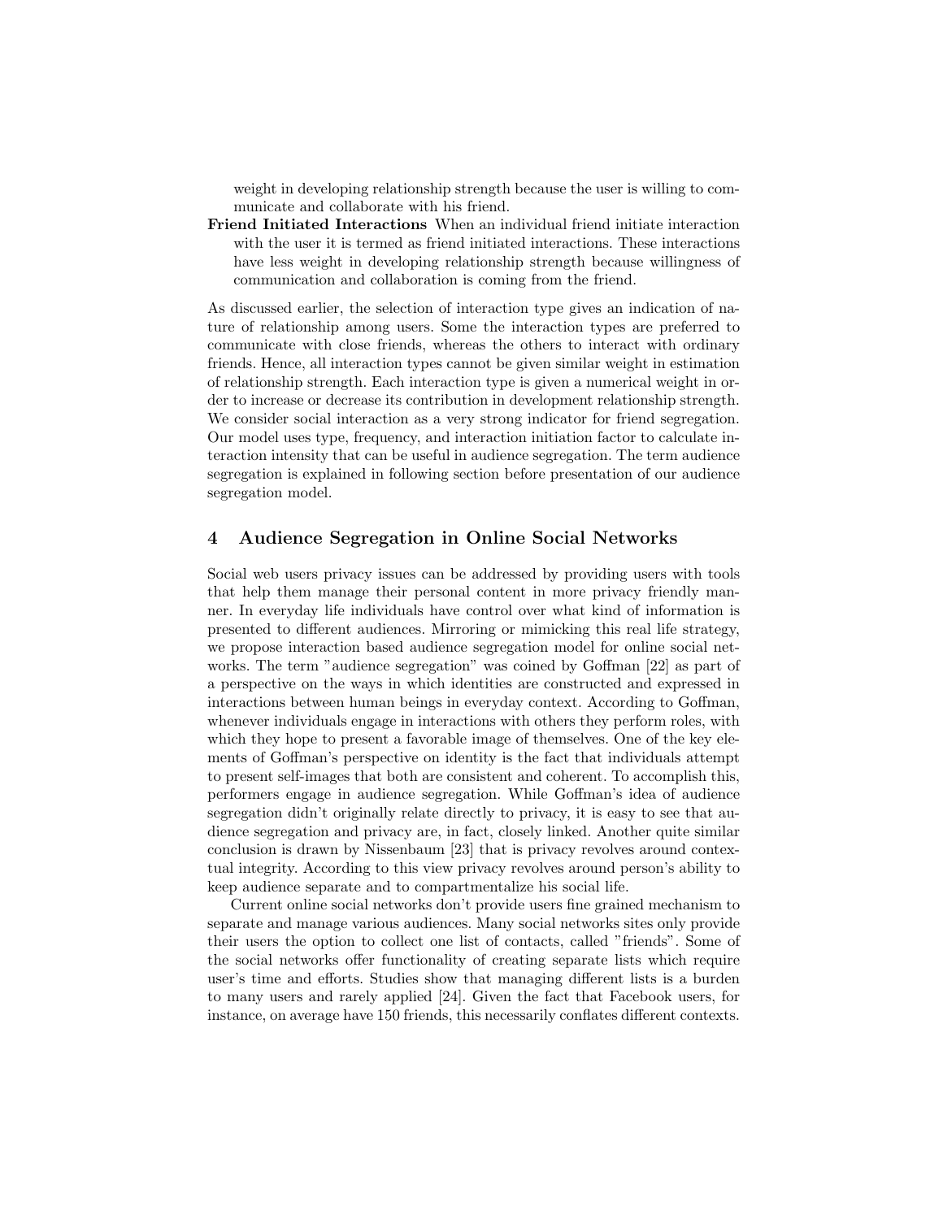weight in developing relationship strength because the user is willing to communicate and collaborate with his friend.

**Friend Initiated Interactions** When an individual friend initiate interaction with the user it is termed as friend initiated interactions. These interactions have less weight in developing relationship strength because willingness of communication and collaboration is coming from the friend.

As discussed earlier, the selection of interaction type gives an indication of nature of relationship among users. Some the interaction types are preferred to communicate with close friends, whereas the others to interact with ordinary friends. Hence, all interaction types cannot be given similar weight in estimation of relationship strength. Each interaction type is given a numerical weight in order to increase or decrease its contribution in development relationship strength. We consider social interaction as a very strong indicator for friend segregation. Our model uses type, frequency, and interaction initiation factor to calculate interaction intensity that can be useful in audience segregation. The term audience segregation is explained in following section before presentation of our audience segregation model.

## 4 Audience Segregation in Online Social Networks

Social web users privacy issues can be addressed by providing users with tools that help them manage their personal content in more privacy friendly manner. In everyday life individuals have control over what kind of information is presented to different audiences. Mirroring or mimicking this real life strategy, we propose interaction based audience segregation model for online social networks. The term "audience segregation" was coined by Goffman [22] as part of a perspective on the ways in which identities are constructed and expressed in interactions between human beings in everyday context. According to Goffman, whenever individuals engage in interactions with others they perform roles, with which they hope to present a favorable image of themselves. One of the key elements of Goffman's perspective on identity is the fact that individuals attempt to present self-images that both are consistent and coherent. To accomplish this, performers engage in audience segregation. While Goffman's idea of audience segregation didn't originally relate directly to privacy, it is easy to see that audience segregation and privacy are, in fact, closely linked. Another quite similar conclusion is drawn by Nissenbaum [23] that is privacy revolves around contextual integrity. According to this view privacy revolves around person's ability to keep audience separate and to compartmentalize his social life.

Current online social networks don't provide users fine grained mechanism to separate and manage various audiences. Many social networks sites only provide their users the option to collect one list of contacts, called "friends". Some of the social networks offer functionality of creating separate lists which require user's time and efforts. Studies show that managing different lists is a burden to many users and rarely applied [24]. Given the fact that Facebook users, for instance, on average have 150 friends, this necessarily conflates different contexts.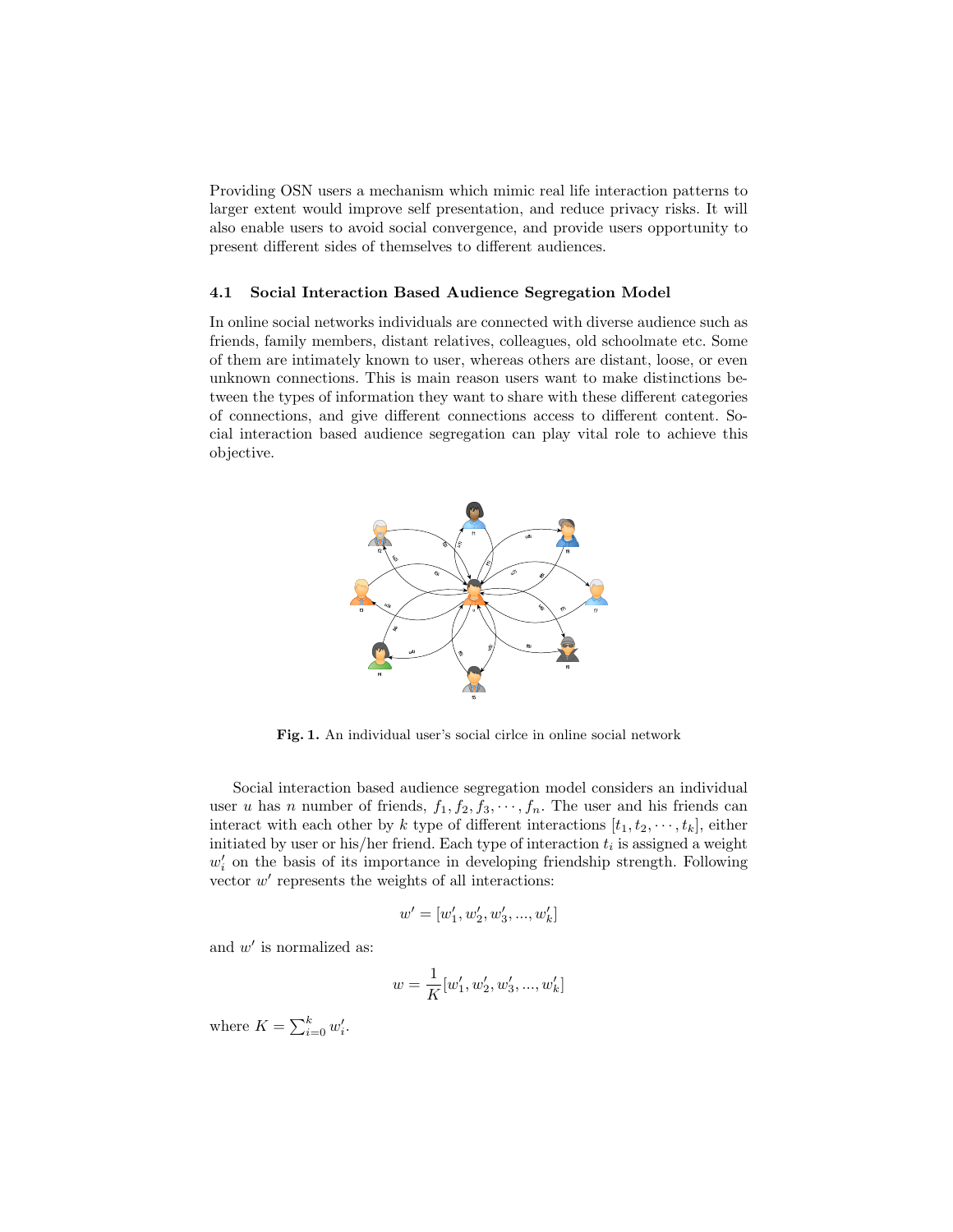Providing OSN users a mechanism which mimic real life interaction patterns to larger extent would improve self presentation, and reduce privacy risks. It will also enable users to avoid social convergence, and provide users opportunity to present different sides of themselves to different audiences.

### 4.1 Social Interaction Based Audience Segregation Model

In online social networks individuals are connected with diverse audience such as friends, family members, distant relatives, colleagues, old schoolmate etc. Some of them are intimately known to user, whereas others are distant, loose, or even unknown connections. This is main reason users want to make distinctions between the types of information they want to share with these different categories of connections, and give different connections access to different content. Social interaction based audience segregation can play vital role to achieve this objective.

**Fig. 1.** An individual user's social cirlce in online social network

Social interaction based audience segregation model considers an individual user $u$ has $n$ number of friends, $f_1, f_2, f_3, \cdots, f_n$. The user and his friends can interact with each other by $k$ type of different interactions $[t_1, t_2, \cdots, t_k]$, either initiated by user or his/her friend. Each type of interaction $t_i$ is assigned a weight $w'_i$ on the basis of its importance in developing friendship strength. Following vector $w'$ represents the weights of all interactions:

$$w' = [w'_1, w'_2, w'_3, ..., w'_k]$$

and $w'$ is normalized as:

$$w = \frac{1}{K}[w'_1, w'_2, w'_3, ..., w'_k]$$

where $K = \sum_{i=0}^{k} w'_i$.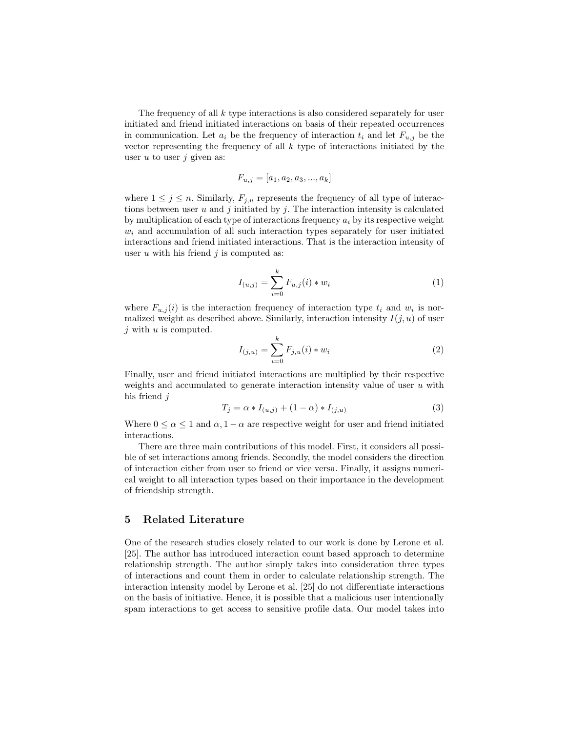The frequency of all $k$ type interactions is also considered separately for user initiated and friend initiated interactions on basis of their repeated occurrences in communication. Let $a_i$ be the frequency of interaction $t_i$ and let $F_{u,j}$ be the vector representing the frequency of all $k$ type of interactions initiated by the user $u$ to user $j$ given as:

$$F_{u,j} = [a_1, a_2, a_3, ..., a_k]$$

where $1 \leq j \leq n$. Similarly, $F_{j,u}$ represents the frequency of all type of interactions between user $u$ and $j$ initiated by $j$. The interaction intensity is calculated by multiplication of each type of interactions frequency $a_i$ by its respective weight $w_i$ and accumulation of all such interaction types separately for user initiated interactions and friend initiated interactions. That is the interaction intensity of user $u$ with his friend $j$ is computed as:

$$I_{(u,j)} = \sum_{i=0}^{k} F_{u,j}(i) * w_i \tag{1}$$

where $F_{u,j}(i)$ is the interaction frequency of interaction type $t_i$ and $w_i$ is normalized weight as described above. Similarly, interaction intensity $I(j, u)$ of user $j$ with $u$ is computed.

$$I_{(j,u)} = \sum_{i=0}^{k} F_{j,u}(i) * w_i \tag{2}$$

Finally, user and friend initiated interactions are multiplied by their respective weights and accumulated to generate interaction intensity value of user $u$ with his friend $j$

$$T_j = \alpha * I_{(u,j)} + (1 - \alpha) * I_{(j,u)} \tag{3}$$

Where $0 \leq \alpha \leq 1$ and $\alpha, 1 - \alpha$ are respective weight for user and friend initiated interactions.

There are three main contributions of this model. First, it considers all possible of set interactions among friends. Secondly, the model considers the direction of interaction either from user to friend or vice versa. Finally, it assigns numerical weight to all interaction types based on their importance in the development of friendship strength.

## 5 Related Literature

One of the research studies closely related to our work is done by Lerone et al. [25]. The author has introduced interaction count based approach to determine relationship strength. The author simply takes into consideration three types of interactions and count them in order to calculate relationship strength. The interaction intensity model by Lerone et al. [25] do not differentiate interactions on the basis of initiative. Hence, it is possible that a malicious user intentionally spam interactions to get access to sensitive profile data. Our model takes into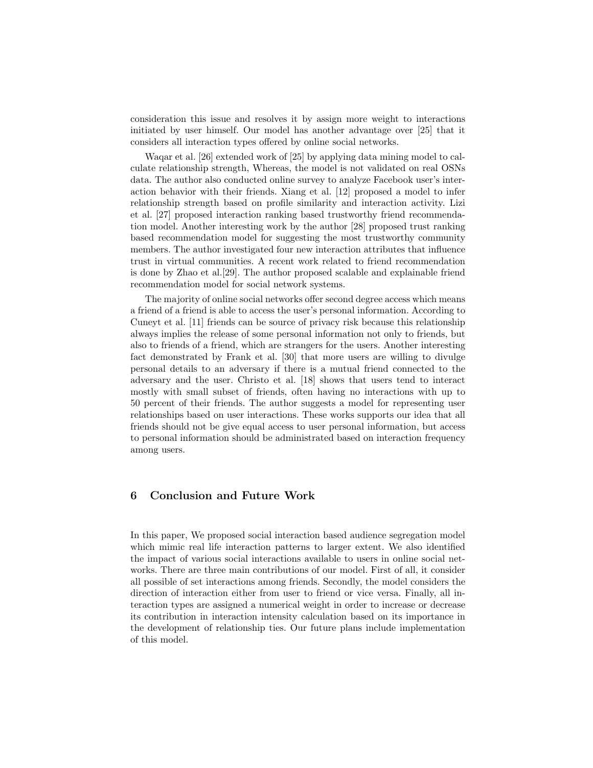consideration this issue and resolves it by assign more weight to interactions initiated by user himself. Our model has another advantage over [25] that it considers all interaction types offered by online social networks.

Waqar et al. [26] extended work of [25] by applying data mining model to calculate relationship strength, Whereas, the model is not validated on real OSNs data. The author also conducted online survey to analyze Facebook user's interaction behavior with their friends. Xiang et al. [12] proposed a model to infer relationship strength based on profile similarity and interaction activity. Lizi et al. [27] proposed interaction ranking based trustworthy friend recommendation model. Another interesting work by the author [28] proposed trust ranking based recommendation model for suggesting the most trustworthy community members. The author investigated four new interaction attributes that influence trust in virtual communities. A recent work related to friend recommendation is done by Zhao et al.[29]. The author proposed scalable and explainable friend recommendation model for social network systems.

The majority of online social networks offer second degree access which means a friend of a friend is able to access the user's personal information. According to Cuneyt et al. [11] friends can be source of privacy risk because this relationship always implies the release of some personal information not only to friends, but also to friends of a friend, which are strangers for the users. Another interesting fact demonstrated by Frank et al. [30] that more users are willing to divulge personal details to an adversary if there is a mutual friend connected to the adversary and the user. Christo et al. [18] shows that users tend to interact mostly with small subset of friends, often having no interactions with up to 50 percent of their friends. The author suggests a model for representing user relationships based on user interactions. These works supports our idea that all friends should not be give equal access to user personal information, but access to personal information should be administrated based on interaction frequency among users.

## 6 Conclusion and Future Work

In this paper, We proposed social interaction based audience segregation model which mimic real life interaction patterns to larger extent. We also identified the impact of various social interactions available to users in online social networks. There are three main contributions of our model. First of all, it consider all possible of set interactions among friends. Secondly, the model considers the direction of interaction either from user to friend or vice versa. Finally, all interaction types are assigned a numerical weight in order to increase or decrease its contribution in interaction intensity calculation based on its importance in the development of relationship ties. Our future plans include implementation of this model.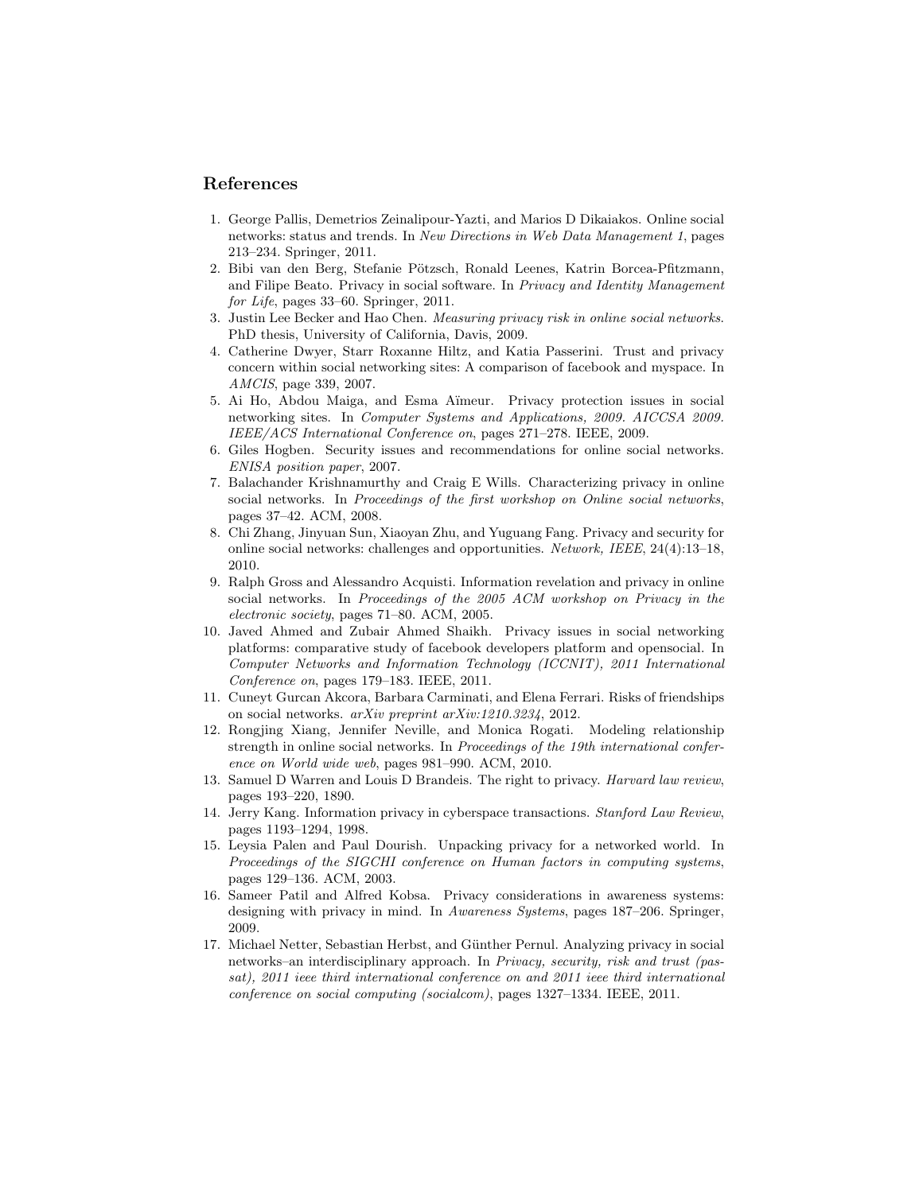## References

1. George Pallis, Demetrios Zeinalipour-Yazti, and Marios D Dikaiakos. Online social networks: status and trends. In *New Directions in Web Data Management 1*, pages 213–234. Springer, 2011.
2. Bibi van den Berg, Stefanie Pötzsch, Ronald Leenes, Katrin Borcea-Pfitzmann, and Filipe Beato. Privacy in social software. In *Privacy and Identity Management for Life*, pages 33–60. Springer, 2011.
3. Justin Lee Becker and Hao Chen. *Measuring privacy risk in online social networks*. PhD thesis, University of California, Davis, 2009.
4. Catherine Dwyer, Starr Roxanne Hiltz, and Katia Passerini. Trust and privacy concern within social networking sites: A comparison of facebook and myspace. In *AMCIS*, page 339, 2007.
5. Ai Ho, Abdou Maiga, and Esma Aïmeur. Privacy protection issues in social networking sites. In *Computer Systems and Applications, 2009. AICCSA 2009. IEEE/ACS International Conference on*, pages 271–278. IEEE, 2009.
6. Giles Hogben. Security issues and recommendations for online social networks. *ENISA position paper*, 2007.
7. Balachander Krishnamurthy and Craig E Wills. Characterizing privacy in online social networks. In *Proceedings of the first workshop on Online social networks*, pages 37–42. ACM, 2008.
8. Chi Zhang, Jinyuan Sun, Xiaoyan Zhu, and Yuguang Fang. Privacy and security for online social networks: challenges and opportunities. *Network, IEEE*, 24(4):13–18, 2010.
9. Ralph Gross and Alessandro Acquisti. Information revelation and privacy in online social networks. In *Proceedings of the 2005 ACM workshop on Privacy in the electronic society*, pages 71–80. ACM, 2005.
10. Javed Ahmed and Zubair Ahmed Shaikh. Privacy issues in social networking platforms: comparative study of facebook developers platform and opensocial. In *Computer Networks and Information Technology (ICCNIT), 2011 International Conference on*, pages 179–183. IEEE, 2011.
11. Cuneyt Gurcan Akcora, Barbara Carminati, and Elena Ferrari. Risks of friendships on social networks. *arXiv preprint arXiv:1210.3234*, 2012.
12. Rongjing Xiang, Jennifer Neville, and Monica Rogati. Modeling relationship strength in online social networks. In *Proceedings of the 19th international conference on World wide web*, pages 981–990. ACM, 2010.
13. Samuel D Warren and Louis D Brandeis. The right to privacy. *Harvard law review*, pages 193–220, 1890.
14. Jerry Kang. Information privacy in cyberspace transactions. *Stanford Law Review*, pages 1193–1294, 1998.
15. Leysia Palen and Paul Dourish. Unpacking privacy for a networked world. In *Proceedings of the SIGCHI conference on Human factors in computing systems*, pages 129–136. ACM, 2003.
16. Sameer Patil and Alfred Kobsa. Privacy considerations in awareness systems: designing with privacy in mind. In *Awareness Systems*, pages 187–206. Springer, 2009.
17. Michael Netter, Sebastian Herbst, and Günther Pernul. Analyzing privacy in social networks–an interdisciplinary approach. In *Privacy, security, risk and trust (passat), 2011 ieee third international conference on and 2011 ieee third international conference on social computing (socialcom)*, pages 1327–1334. IEEE, 2011.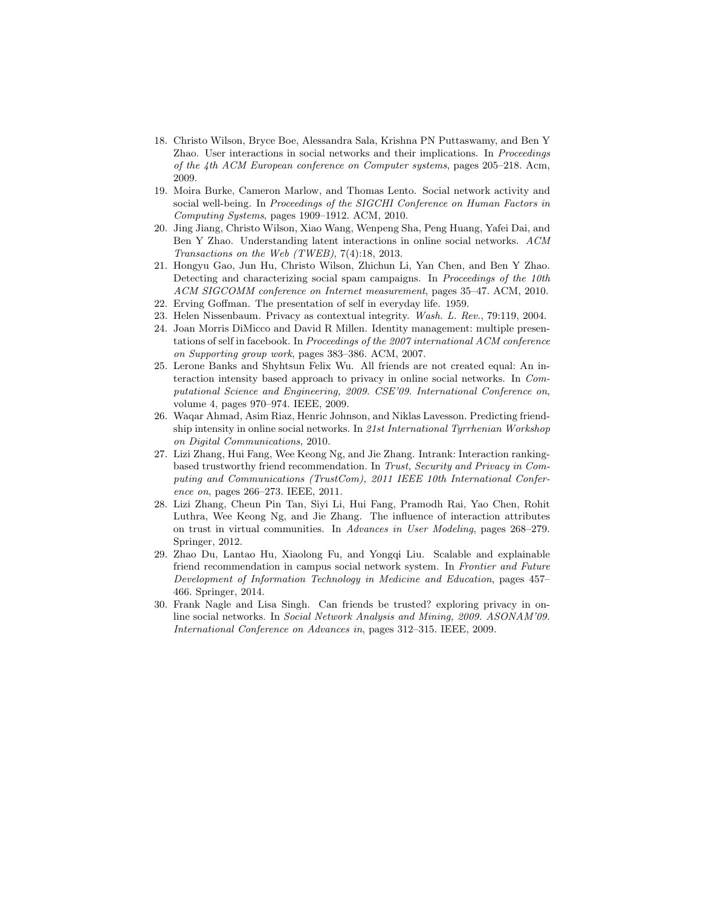18. Christo Wilson, Bryce Boe, Alessandra Sala, Krishna PN Puttaswamy, and Ben Y Zhao. User interactions in social networks and their implications. In *Proceedings of the 4th ACM European conference on Computer systems*, pages 205–218. Acm, 2009.
19. Moira Burke, Cameron Marlow, and Thomas Lento. Social network activity and social well-being. In *Proceedings of the SIGCHI Conference on Human Factors in Computing Systems*, pages 1909–1912. ACM, 2010.
20. Jing Jiang, Christo Wilson, Xiao Wang, Wenpeng Sha, Peng Huang, Yafei Dai, and Ben Y Zhao. Understanding latent interactions in online social networks. *ACM Transactions on the Web (TWEB)*, 7(4):18, 2013.
21. Hongyu Gao, Jun Hu, Christo Wilson, Zhichun Li, Yan Chen, and Ben Y Zhao. Detecting and characterizing social spam campaigns. In *Proceedings of the 10th ACM SIGCOMM conference on Internet measurement*, pages 35–47. ACM, 2010.
22. Erving Goffman. The presentation of self in everyday life. 1959.
23. Helen Nissenbaum. Privacy as contextual integrity. *Wash. L. Rev.*, 79:119, 2004.
24. Joan Morris DiMicco and David R Millen. Identity management: multiple presentations of self in facebook. In *Proceedings of the 2007 international ACM conference on Supporting group work*, pages 383–386. ACM, 2007.
25. Lerone Banks and Shyhtsun Felix Wu. All friends are not created equal: An interaction intensity based approach to privacy in online social networks. In *Computational Science and Engineering, 2009. CSE'09. International Conference on*, volume 4, pages 970–974. IEEE, 2009.
26. Waqar Ahmad, Asim Riaz, Henric Johnson, and Niklas Lavesson. Predicting friendship intensity in online social networks. In *21st International Tyrrhenian Workshop on Digital Communications*, 2010.
27. Lizi Zhang, Hui Fang, Wee Keong Ng, and Jie Zhang. Intrank: Interaction ranking-based trustworthy friend recommendation. In *Trust, Security and Privacy in Computing and Communications (TrustCom), 2011 IEEE 10th International Conference on*, pages 266–273. IEEE, 2011.
28. Lizi Zhang, Cheun Pin Tan, Siyi Li, Hui Fang, Pramodh Rai, Yao Chen, Rohit Luthra, Wee Keong Ng, and Jie Zhang. The influence of interaction attributes on trust in virtual communities. In *Advances in User Modeling*, pages 268–279. Springer, 2012.
29. Zhao Du, Lantao Hu, Xiaolong Fu, and Yongqi Liu. Scalable and explainable friend recommendation in campus social network system. In *Frontier and Future Development of Information Technology in Medicine and Education*, pages 457–466. Springer, 2014.
30. Frank Nagle and Lisa Singh. Can friends be trusted? exploring privacy in online social networks. In *Social Network Analysis and Mining, 2009. ASONAM'09. International Conference on Advances in*, pages 312–315. IEEE, 2009.